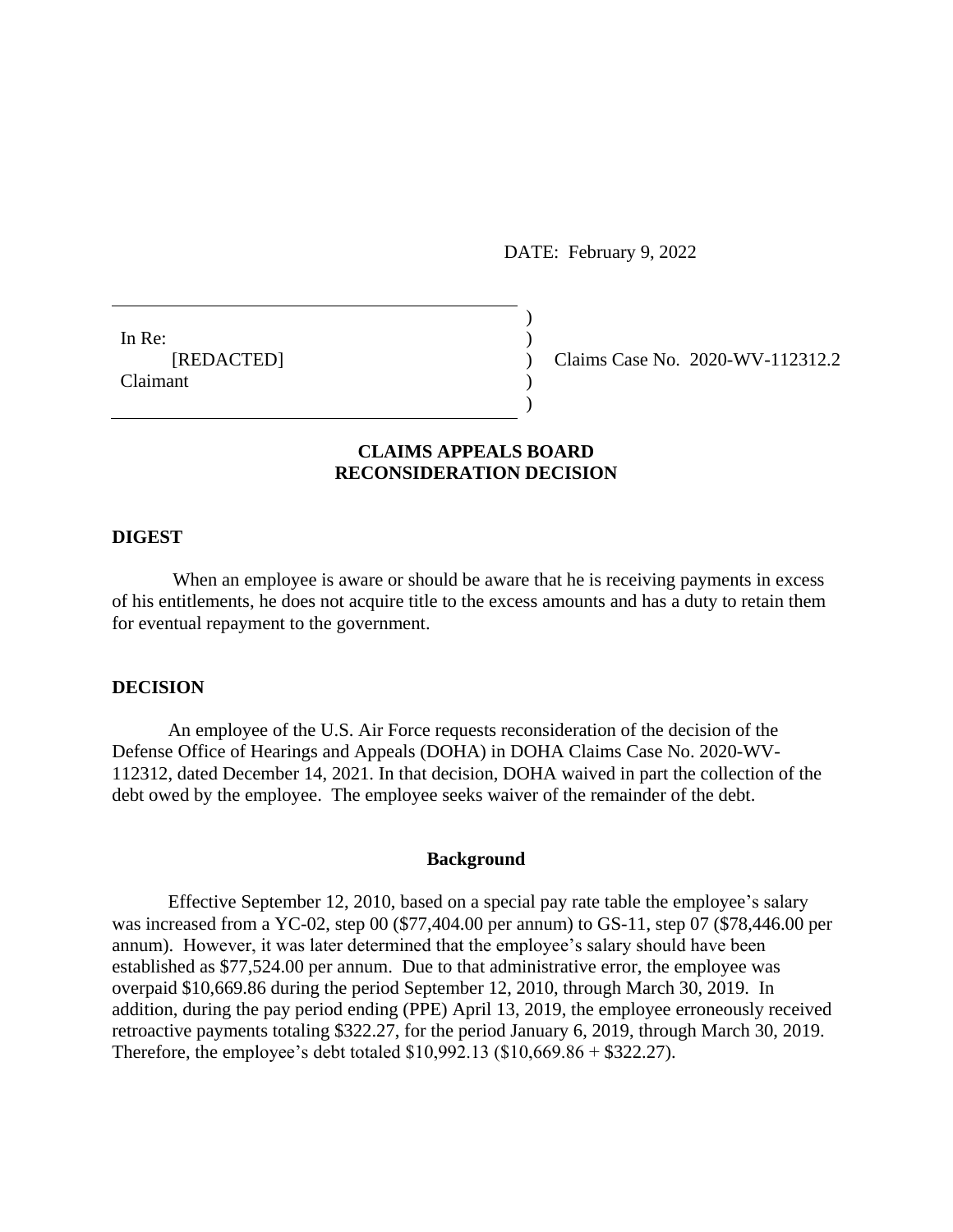DATE: February 9, 2022

In Re:
[REDACTED]
Claimant

Claims Case No. 2020-WV-112312.2

## CLAIMS APPEALS BOARD
## RECONSIDERATION DECISION

### DIGEST

When an employee is aware or should be aware that he is receiving payments in excess of his entitlements, he does not acquire title to the excess amounts and has a duty to retain them for eventual repayment to the government.

### DECISION

An employee of the U.S. Air Force requests reconsideration of the decision of the Defense Office of Hearings and Appeals (DOHA) in DOHA Claims Case No. 2020-WV-112312, dated December 14, 2021. In that decision, DOHA waived in part the collection of the debt owed by the employee. The employee seeks waiver of the remainder of the debt.

#### Background

Effective September 12, 2010, based on a special pay rate table the employee's salary was increased from a YC-02, step 00 ($77,404.00 per annum) to GS-11, step 07 ($78,446.00 per annum). However, it was later determined that the employee's salary should have been established as $77,524.00 per annum. Due to that administrative error, the employee was overpaid $10,669.86 during the period September 12, 2010, through March 30, 2019. In addition, during the pay period ending (PPE) April 13, 2019, the employee erroneously received retroactive payments totaling $322.27, for the period January 6, 2019, through March 30, 2019. Therefore, the employee's debt totaled $10,992.13 ($10,669.86 + $322.27).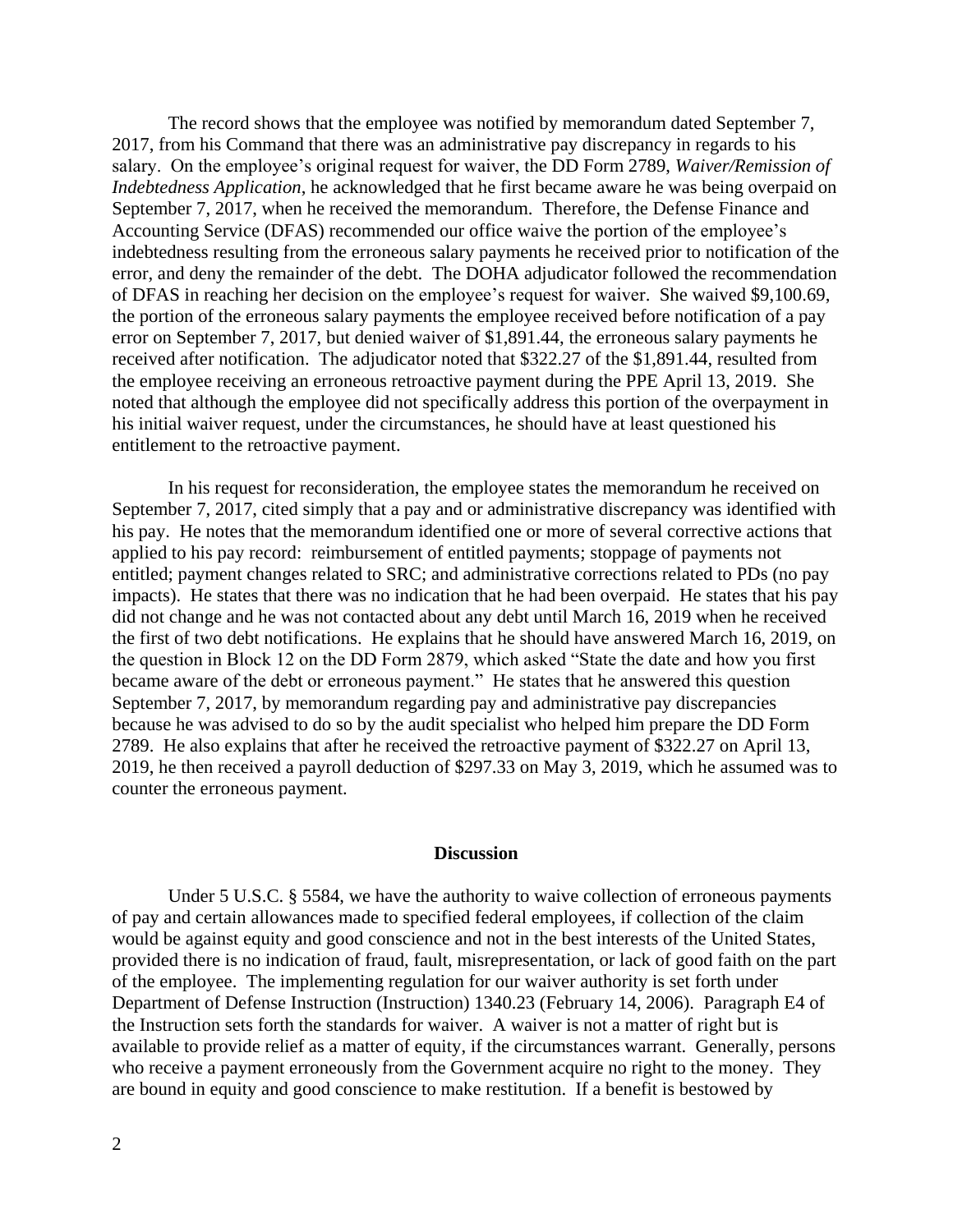The record shows that the employee was notified by memorandum dated September 7, 2017, from his Command that there was an administrative pay discrepancy in regards to his salary. On the employee's original request for waiver, the DD Form 2789, *Waiver/Remission of Indebtedness Application*, he acknowledged that he first became aware he was being overpaid on September 7, 2017, when he received the memorandum. Therefore, the Defense Finance and Accounting Service (DFAS) recommended our office waive the portion of the employee's indebtedness resulting from the erroneous salary payments he received prior to notification of the error, and deny the remainder of the debt. The DOHA adjudicator followed the recommendation of DFAS in reaching her decision on the employee's request for waiver. She waived $9,100.69, the portion of the erroneous salary payments the employee received before notification of a pay error on September 7, 2017, but denied waiver of $1,891.44, the erroneous salary payments he received after notification. The adjudicator noted that $322.27 of the $1,891.44, resulted from the employee receiving an erroneous retroactive payment during the PPE April 13, 2019. She noted that although the employee did not specifically address this portion of the overpayment in his initial waiver request, under the circumstances, he should have at least questioned his entitlement to the retroactive payment.

In his request for reconsideration, the employee states the memorandum he received on September 7, 2017, cited simply that a pay and or administrative discrepancy was identified with his pay. He notes that the memorandum identified one or more of several corrective actions that applied to his pay record: reimbursement of entitled payments; stoppage of payments not entitled; payment changes related to SRC; and administrative corrections related to PDs (no pay impacts). He states that there was no indication that he had been overpaid. He states that his pay did not change and he was not contacted about any debt until March 16, 2019 when he received the first of two debt notifications. He explains that he should have answered March 16, 2019, on the question in Block 12 on the DD Form 2879, which asked "State the date and how you first became aware of the debt or erroneous payment." He states that he answered this question September 7, 2017, by memorandum regarding pay and administrative pay discrepancies because he was advised to do so by the audit specialist who helped him prepare the DD Form 2789. He also explains that after he received the retroactive payment of $322.27 on April 13, 2019, he then received a payroll deduction of $297.33 on May 3, 2019, which he assumed was to counter the erroneous payment.

## Discussion

Under 5 U.S.C. § 5584, we have the authority to waive collection of erroneous payments of pay and certain allowances made to specified federal employees, if collection of the claim would be against equity and good conscience and not in the best interests of the United States, provided there is no indication of fraud, fault, misrepresentation, or lack of good faith on the part of the employee. The implementing regulation for our waiver authority is set forth under Department of Defense Instruction (Instruction) 1340.23 (February 14, 2006). Paragraph E4 of the Instruction sets forth the standards for waiver. A waiver is not a matter of right but is available to provide relief as a matter of equity, if the circumstances warrant. Generally, persons who receive a payment erroneously from the Government acquire no right to the money. They are bound in equity and good conscience to make restitution. If a benefit is bestowed by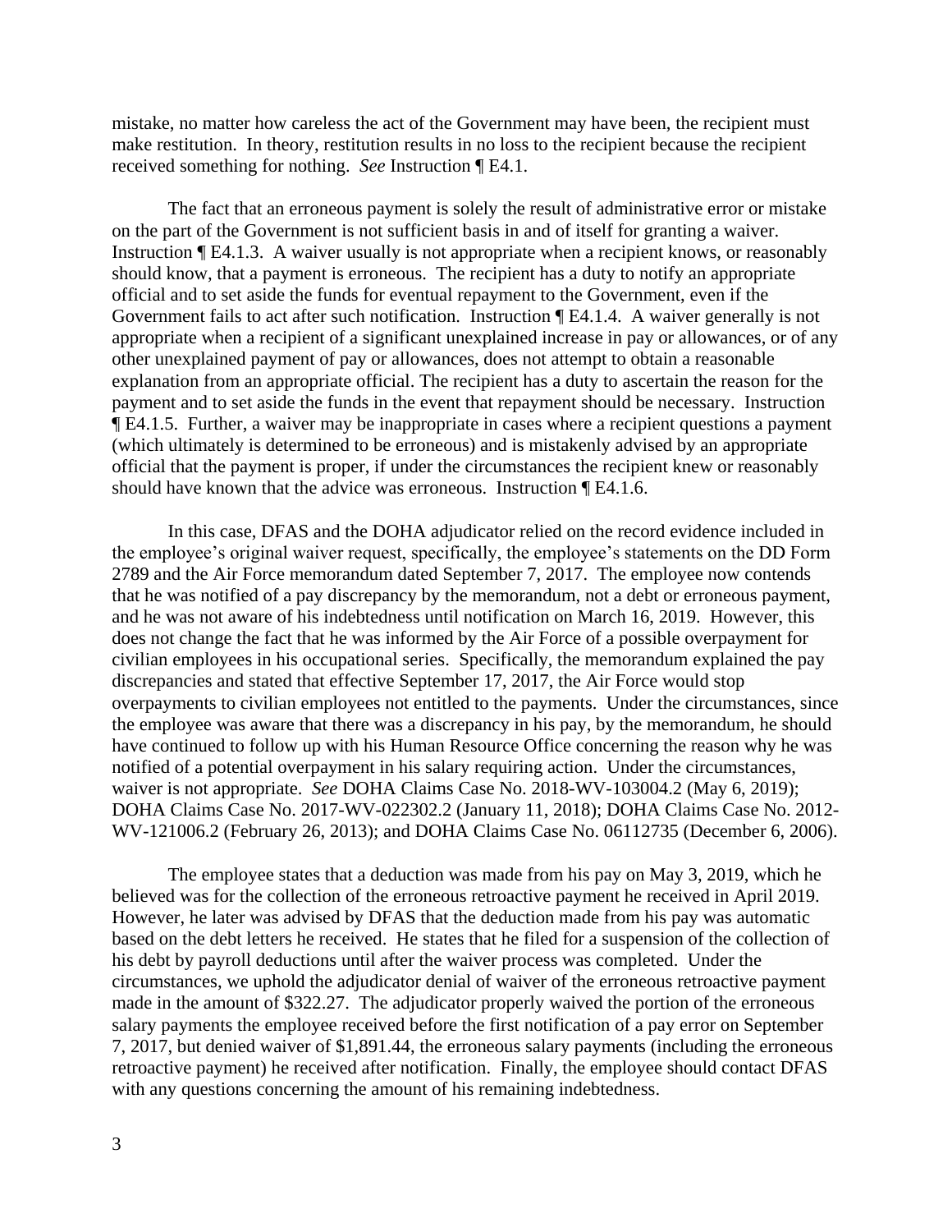mistake, no matter how careless the act of the Government may have been, the recipient must make restitution. In theory, restitution results in no loss to the recipient because the recipient received something for nothing. *See* Instruction ¶ E4.1.

The fact that an erroneous payment is solely the result of administrative error or mistake on the part of the Government is not sufficient basis in and of itself for granting a waiver. Instruction ¶ E4.1.3. A waiver usually is not appropriate when a recipient knows, or reasonably should know, that a payment is erroneous. The recipient has a duty to notify an appropriate official and to set aside the funds for eventual repayment to the Government, even if the Government fails to act after such notification. Instruction ¶ E4.1.4. A waiver generally is not appropriate when a recipient of a significant unexplained increase in pay or allowances, or of any other unexplained payment of pay or allowances, does not attempt to obtain a reasonable explanation from an appropriate official. The recipient has a duty to ascertain the reason for the payment and to set aside the funds in the event that repayment should be necessary. Instruction ¶ E4.1.5. Further, a waiver may be inappropriate in cases where a recipient questions a payment (which ultimately is determined to be erroneous) and is mistakenly advised by an appropriate official that the payment is proper, if under the circumstances the recipient knew or reasonably should have known that the advice was erroneous. Instruction ¶ E4.1.6.

In this case, DFAS and the DOHA adjudicator relied on the record evidence included in the employee's original waiver request, specifically, the employee's statements on the DD Form 2789 and the Air Force memorandum dated September 7, 2017. The employee now contends that he was notified of a pay discrepancy by the memorandum, not a debt or erroneous payment, and he was not aware of his indebtedness until notification on March 16, 2019. However, this does not change the fact that he was informed by the Air Force of a possible overpayment for civilian employees in his occupational series. Specifically, the memorandum explained the pay discrepancies and stated that effective September 17, 2017, the Air Force would stop overpayments to civilian employees not entitled to the payments. Under the circumstances, since the employee was aware that there was a discrepancy in his pay, by the memorandum, he should have continued to follow up with his Human Resource Office concerning the reason why he was notified of a potential overpayment in his salary requiring action. Under the circumstances, waiver is not appropriate. *See* DOHA Claims Case No. 2018-WV-103004.2 (May 6, 2019); DOHA Claims Case No. 2017-WV-022302.2 (January 11, 2018); DOHA Claims Case No. 2012-WV-121006.2 (February 26, 2013); and DOHA Claims Case No. 06112735 (December 6, 2006).

The employee states that a deduction was made from his pay on May 3, 2019, which he believed was for the collection of the erroneous retroactive payment he received in April 2019. However, he later was advised by DFAS that the deduction made from his pay was automatic based on the debt letters he received. He states that he filed for a suspension of the collection of his debt by payroll deductions until after the waiver process was completed. Under the circumstances, we uphold the adjudicator denial of waiver of the erroneous retroactive payment made in the amount of $322.27. The adjudicator properly waived the portion of the erroneous salary payments the employee received before the first notification of a pay error on September 7, 2017, but denied waiver of $1,891.44, the erroneous salary payments (including the erroneous retroactive payment) he received after notification. Finally, the employee should contact DFAS with any questions concerning the amount of his remaining indebtedness.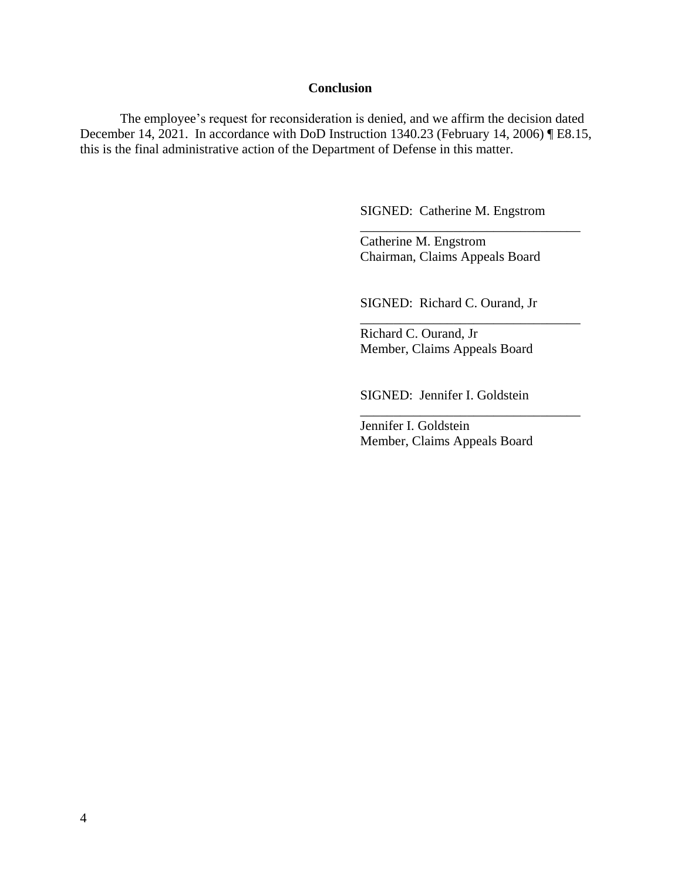## Conclusion

The employee's request for reconsideration is denied, and we affirm the decision dated December 14, 2021. In accordance with DoD Instruction 1340.23 (February 14, 2006) ¶ E8.15, this is the final administrative action of the Department of Defense in this matter.

SIGNED: Catherine M. Engstrom

______________________________

Catherine M. Engstrom
Chairman, Claims Appeals Board

SIGNED: Richard C. Ourand, Jr

______________________________

Richard C. Ourand, Jr
Member, Claims Appeals Board

SIGNED: Jennifer I. Goldstein

______________________________

Jennifer I. Goldstein
Member, Claims Appeals Board